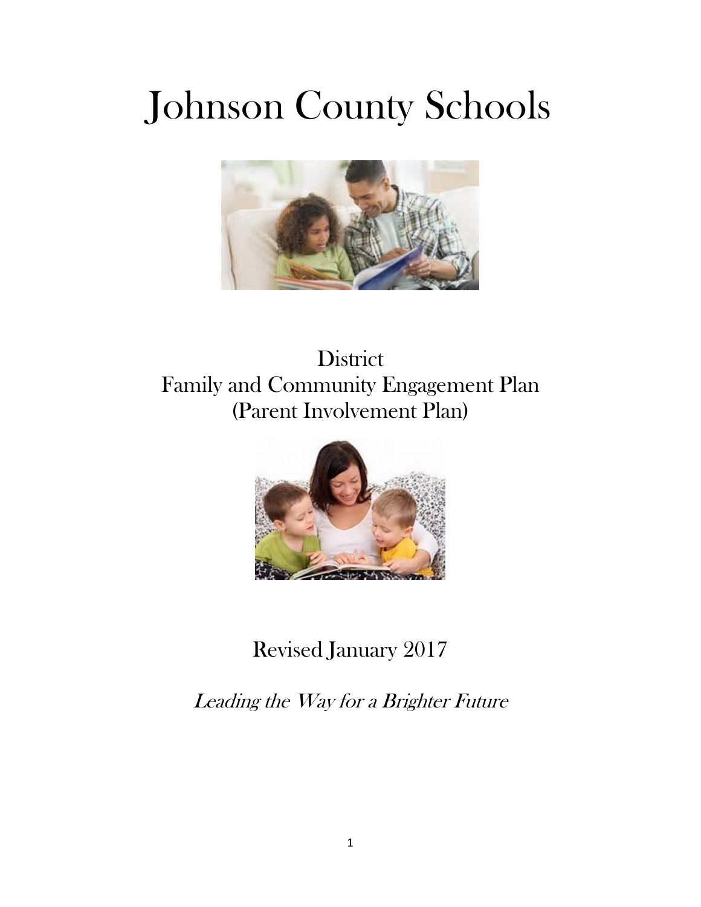# Johnson County Schools

District
Family and Community Engagement Plan
(Parent Involvement Plan)

Revised January 2017

*Leading the Way for a Brighter Future*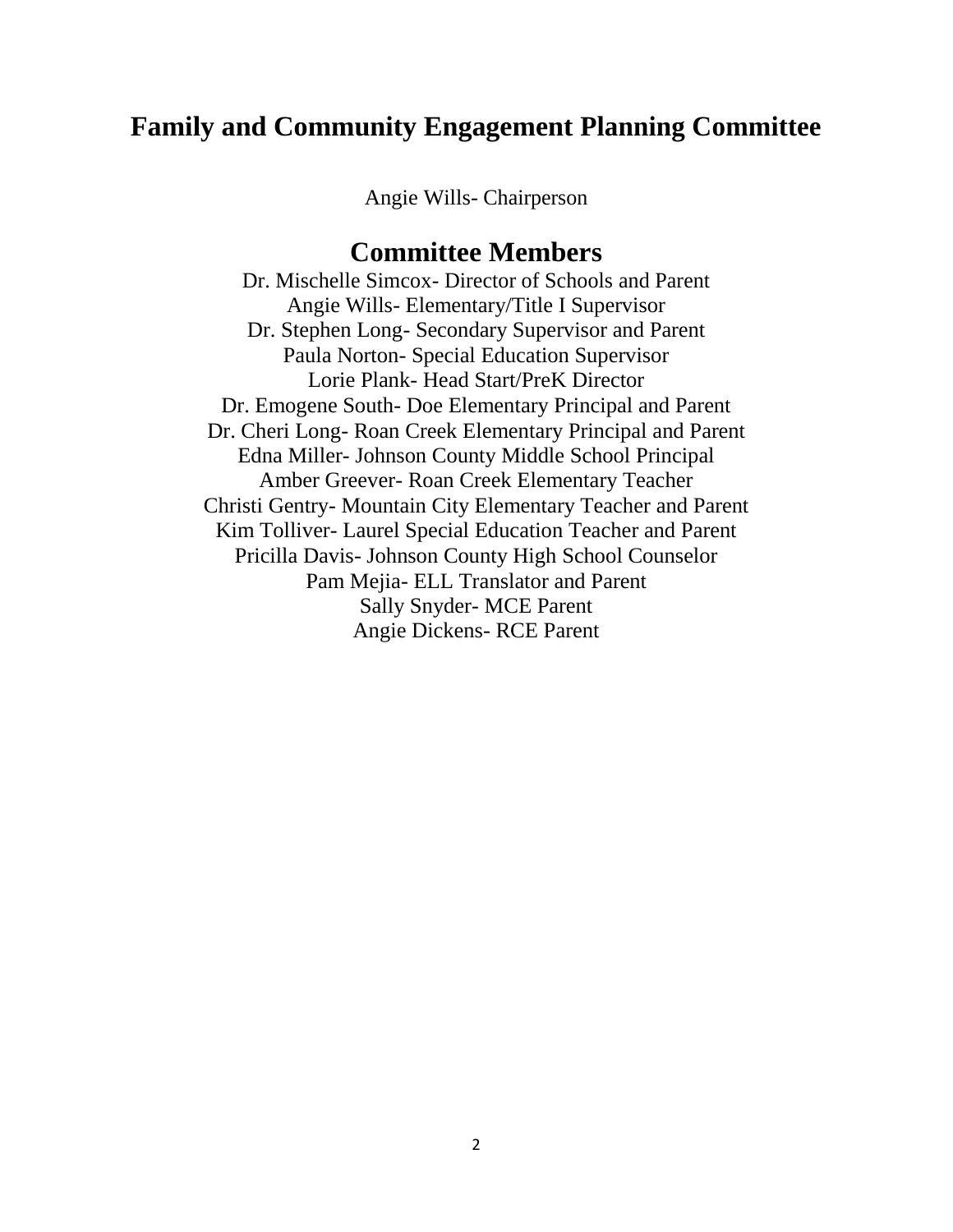# Family and Community Engagement Planning Committee

Angie Wills- Chairperson

## Committee Members

Dr. Mischelle Simcox- Director of Schools and Parent
Angie Wills- Elementary/Title I Supervisor
Dr. Stephen Long- Secondary Supervisor and Parent
Paula Norton- Special Education Supervisor
Lorie Plank- Head Start/PreK Director
Dr. Emogene South- Doe Elementary Principal and Parent
Dr. Cheri Long- Roan Creek Elementary Principal and Parent
Edna Miller- Johnson County Middle School Principal
Amber Greever- Roan Creek Elementary Teacher
Christi Gentry- Mountain City Elementary Teacher and Parent
Kim Tolliver- Laurel Special Education Teacher and Parent
Pricilla Davis- Johnson County High School Counselor
Pam Mejia- ELL Translator and Parent
Sally Snyder- MCE Parent
Angie Dickens- RCE Parent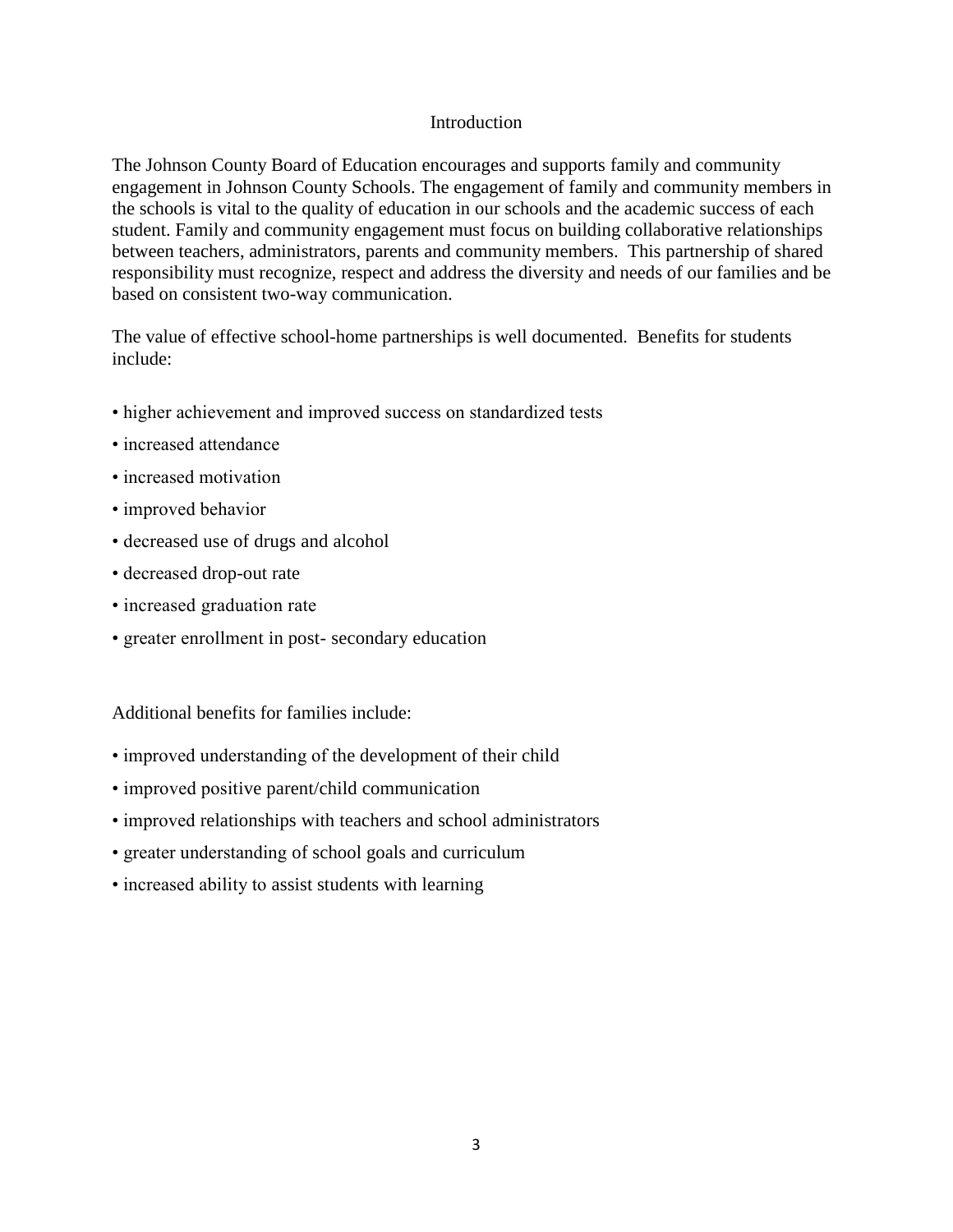## Introduction

The Johnson County Board of Education encourages and supports family and community engagement in Johnson County Schools. The engagement of family and community members in the schools is vital to the quality of education in our schools and the academic success of each student. Family and community engagement must focus on building collaborative relationships between teachers, administrators, parents and community members. This partnership of shared responsibility must recognize, respect and address the diversity and needs of our families and be based on consistent two-way communication.

The value of effective school-home partnerships is well documented. Benefits for students include:

- higher achievement and improved success on standardized tests
- increased attendance
- increased motivation
- improved behavior
- decreased use of drugs and alcohol
- decreased drop-out rate
- increased graduation rate
- greater enrollment in post- secondary education

Additional benefits for families include:

- improved understanding of the development of their child
- improved positive parent/child communication
- improved relationships with teachers and school administrators
- greater understanding of school goals and curriculum
- increased ability to assist students with learning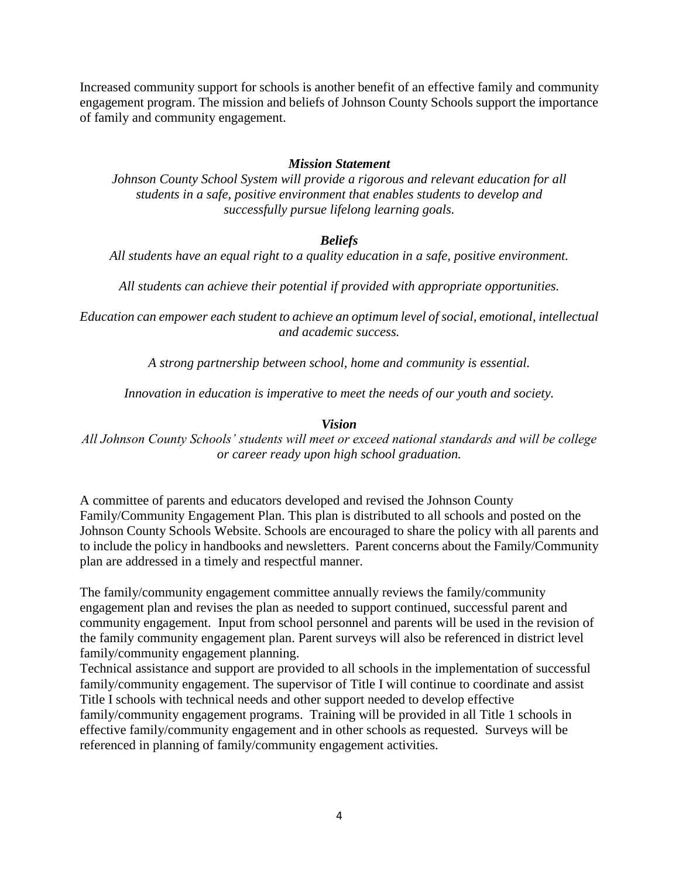Increased community support for schools is another benefit of an effective family and community engagement program. The mission and beliefs of Johnson County Schools support the importance of family and community engagement.

***Mission Statement***

*Johnson County School System will provide a rigorous and relevant education for all students in a safe, positive environment that enables students to develop and successfully pursue lifelong learning goals.*

***Beliefs***

*All students have an equal right to a quality education in a safe, positive environment.*

*All students can achieve their potential if provided with appropriate opportunities.*

*Education can empower each student to achieve an optimum level of social, emotional, intellectual and academic success.*

*A strong partnership between school, home and community is essential.*

*Innovation in education is imperative to meet the needs of our youth and society.*

***Vision***

*All Johnson County Schools' students will meet or exceed national standards and will be college or career ready upon high school graduation.*

A committee of parents and educators developed and revised the Johnson County Family/Community Engagement Plan. This plan is distributed to all schools and posted on the Johnson County Schools Website. Schools are encouraged to share the policy with all parents and to include the policy in handbooks and newsletters. Parent concerns about the Family/Community plan are addressed in a timely and respectful manner.

The family/community engagement committee annually reviews the family/community engagement plan and revises the plan as needed to support continued, successful parent and community engagement. Input from school personnel and parents will be used in the revision of the family community engagement plan. Parent surveys will also be referenced in district level family/community engagement planning.

Technical assistance and support are provided to all schools in the implementation of successful family/community engagement. The supervisor of Title I will continue to coordinate and assist Title I schools with technical needs and other support needed to develop effective family/community engagement programs. Training will be provided in all Title 1 schools in effective family/community engagement and in other schools as requested. Surveys will be referenced in planning of family/community engagement activities.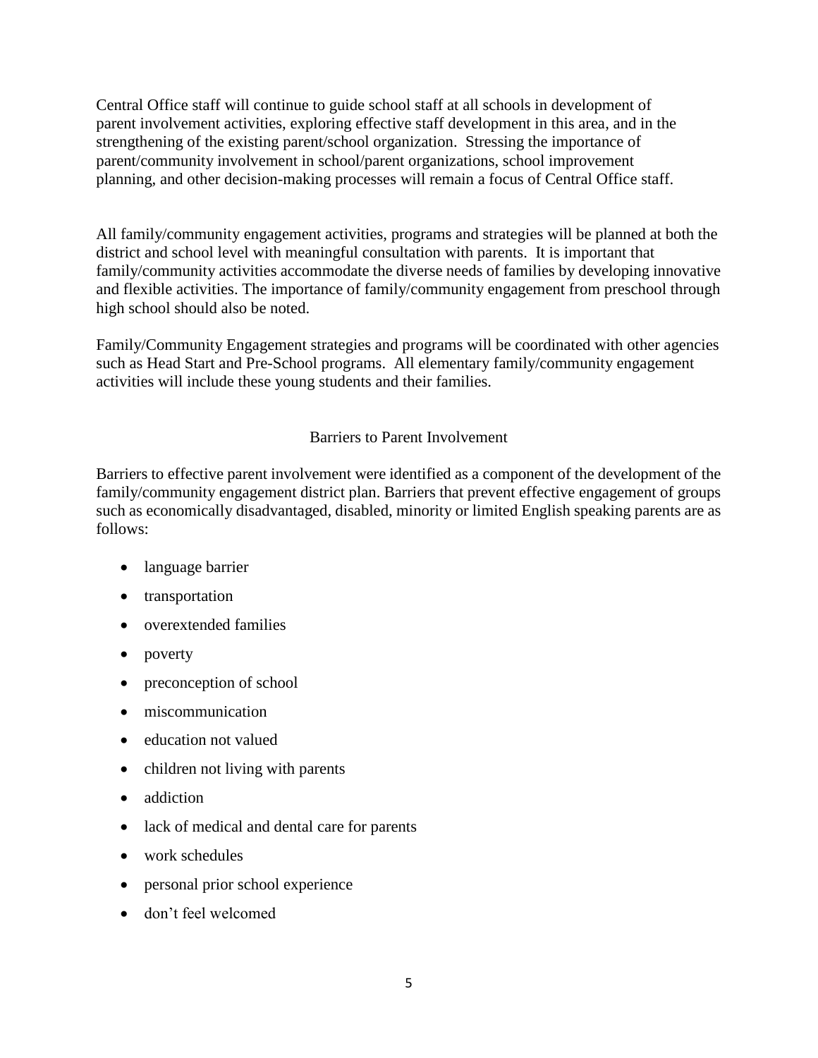Central Office staff will continue to guide school staff at all schools in development of parent involvement activities, exploring effective staff development in this area, and in the strengthening of the existing parent/school organization. Stressing the importance of parent/community involvement in school/parent organizations, school improvement planning, and other decision-making processes will remain a focus of Central Office staff.

All family/community engagement activities, programs and strategies will be planned at both the district and school level with meaningful consultation with parents. It is important that family/community activities accommodate the diverse needs of families by developing innovative and flexible activities. The importance of family/community engagement from preschool through high school should also be noted.

Family/Community Engagement strategies and programs will be coordinated with other agencies such as Head Start and Pre-School programs. All elementary family/community engagement activities will include these young students and their families.

## Barriers to Parent Involvement

Barriers to effective parent involvement were identified as a component of the development of the family/community engagement district plan. Barriers that prevent effective engagement of groups such as economically disadvantaged, disabled, minority or limited English speaking parents are as follows:

- language barrier
- transportation
- overextended families
- poverty
- preconception of school
- miscommunication
- education not valued
- children not living with parents
- addiction
- lack of medical and dental care for parents
- work schedules
- personal prior school experience
- don't feel welcomed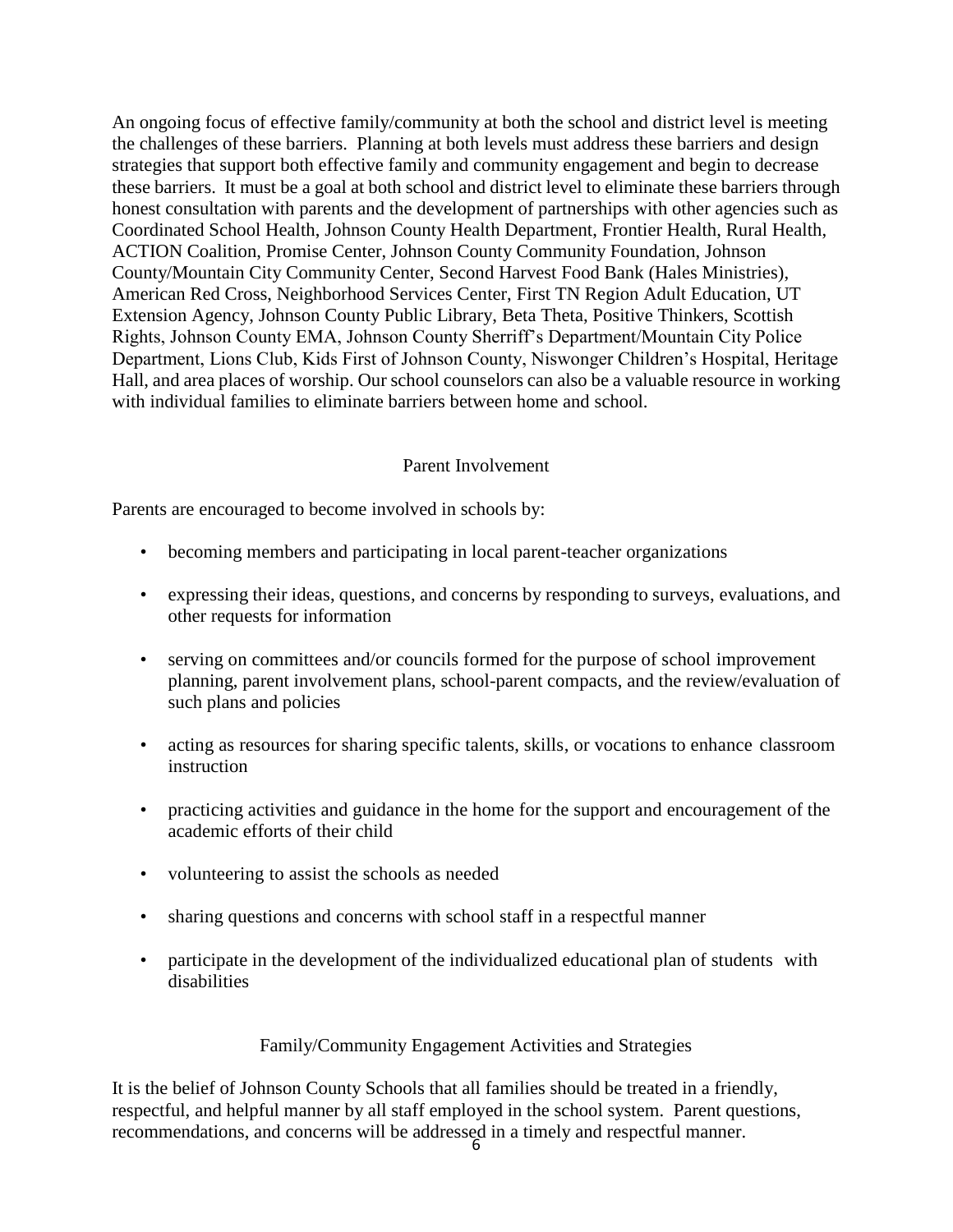An ongoing focus of effective family/community at both the school and district level is meeting the challenges of these barriers. Planning at both levels must address these barriers and design strategies that support both effective family and community engagement and begin to decrease these barriers. It must be a goal at both school and district level to eliminate these barriers through honest consultation with parents and the development of partnerships with other agencies such as Coordinated School Health, Johnson County Health Department, Frontier Health, Rural Health, ACTION Coalition, Promise Center, Johnson County Community Foundation, Johnson County/Mountain City Community Center, Second Harvest Food Bank (Hales Ministries), American Red Cross, Neighborhood Services Center, First TN Region Adult Education, UT Extension Agency, Johnson County Public Library, Beta Theta, Positive Thinkers, Scottish Rights, Johnson County EMA, Johnson County Sherriff's Department/Mountain City Police Department, Lions Club, Kids First of Johnson County, Niswonger Children's Hospital, Heritage Hall, and area places of worship. Our school counselors can also be a valuable resource in working with individual families to eliminate barriers between home and school.

## Parent Involvement

Parents are encouraged to become involved in schools by:

- becoming members and participating in local parent-teacher organizations
- expressing their ideas, questions, and concerns by responding to surveys, evaluations, and other requests for information
- serving on committees and/or councils formed for the purpose of school improvement planning, parent involvement plans, school-parent compacts, and the review/evaluation of such plans and policies
- acting as resources for sharing specific talents, skills, or vocations to enhance classroom instruction
- practicing activities and guidance in the home for the support and encouragement of the academic efforts of their child
- volunteering to assist the schools as needed
- sharing questions and concerns with school staff in a respectful manner
- participate in the development of the individualized educational plan of students with disabilities

## Family/Community Engagement Activities and Strategies

It is the belief of Johnson County Schools that all families should be treated in a friendly, respectful, and helpful manner by all staff employed in the school system. Parent questions, recommendations, and concerns will be addressed in a timely and respectful manner.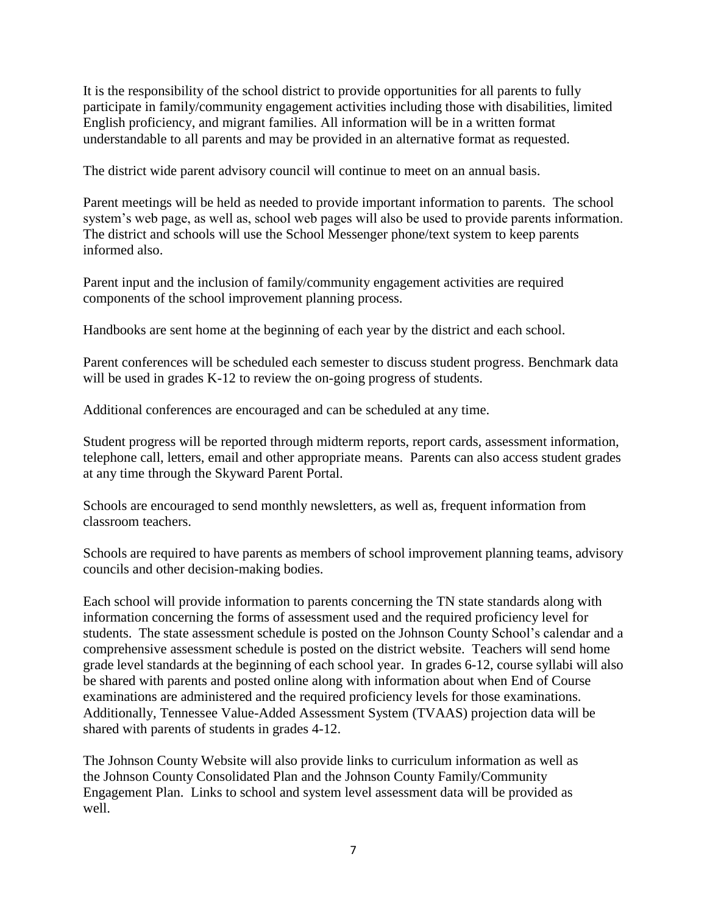It is the responsibility of the school district to provide opportunities for all parents to fully participate in family/community engagement activities including those with disabilities, limited English proficiency, and migrant families. All information will be in a written format understandable to all parents and may be provided in an alternative format as requested.

The district wide parent advisory council will continue to meet on an annual basis.

Parent meetings will be held as needed to provide important information to parents. The school system's web page, as well as, school web pages will also be used to provide parents information. The district and schools will use the School Messenger phone/text system to keep parents informed also.

Parent input and the inclusion of family/community engagement activities are required components of the school improvement planning process.

Handbooks are sent home at the beginning of each year by the district and each school.

Parent conferences will be scheduled each semester to discuss student progress. Benchmark data will be used in grades K-12 to review the on-going progress of students.

Additional conferences are encouraged and can be scheduled at any time.

Student progress will be reported through midterm reports, report cards, assessment information, telephone call, letters, email and other appropriate means. Parents can also access student grades at any time through the Skyward Parent Portal.

Schools are encouraged to send monthly newsletters, as well as, frequent information from classroom teachers.

Schools are required to have parents as members of school improvement planning teams, advisory councils and other decision-making bodies.

Each school will provide information to parents concerning the TN state standards along with information concerning the forms of assessment used and the required proficiency level for students. The state assessment schedule is posted on the Johnson County School's calendar and a comprehensive assessment schedule is posted on the district website. Teachers will send home grade level standards at the beginning of each school year. In grades 6-12, course syllabi will also be shared with parents and posted online along with information about when End of Course examinations are administered and the required proficiency levels for those examinations. Additionally, Tennessee Value-Added Assessment System (TVAAS) projection data will be shared with parents of students in grades 4-12.

The Johnson County Website will also provide links to curriculum information as well as the Johnson County Consolidated Plan and the Johnson County Family/Community Engagement Plan. Links to school and system level assessment data will be provided as well.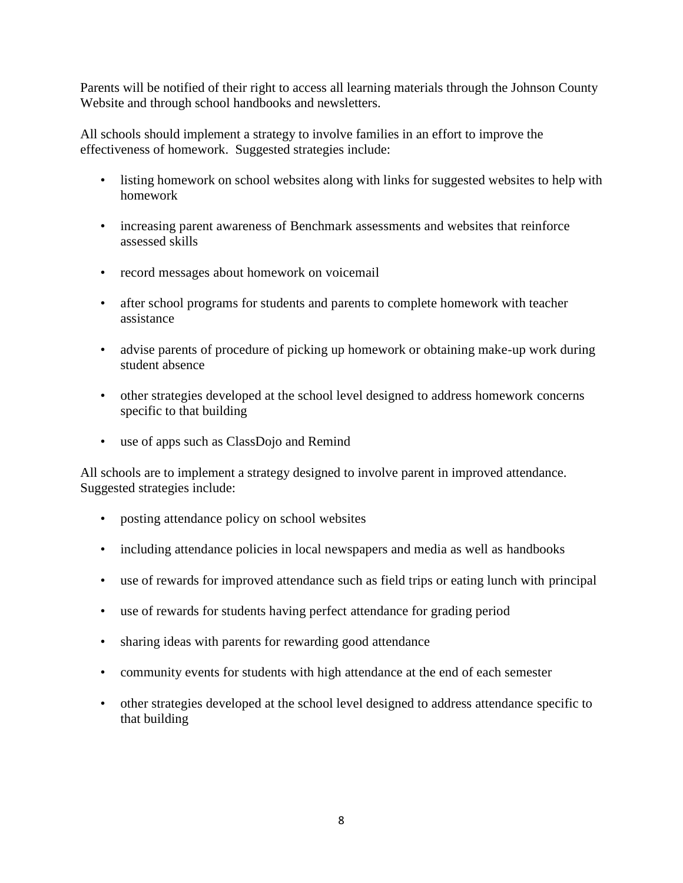Parents will be notified of their right to access all learning materials through the Johnson County Website and through school handbooks and newsletters.

All schools should implement a strategy to involve families in an effort to improve the effectiveness of homework. Suggested strategies include:

- listing homework on school websites along with links for suggested websites to help with homework
- increasing parent awareness of Benchmark assessments and websites that reinforce assessed skills
- record messages about homework on voicemail
- after school programs for students and parents to complete homework with teacher assistance
- advise parents of procedure of picking up homework or obtaining make-up work during student absence
- other strategies developed at the school level designed to address homework concerns specific to that building
- use of apps such as ClassDojo and Remind

All schools are to implement a strategy designed to involve parent in improved attendance. Suggested strategies include:

- posting attendance policy on school websites
- including attendance policies in local newspapers and media as well as handbooks
- use of rewards for improved attendance such as field trips or eating lunch with principal
- use of rewards for students having perfect attendance for grading period
- sharing ideas with parents for rewarding good attendance
- community events for students with high attendance at the end of each semester
- other strategies developed at the school level designed to address attendance specific to that building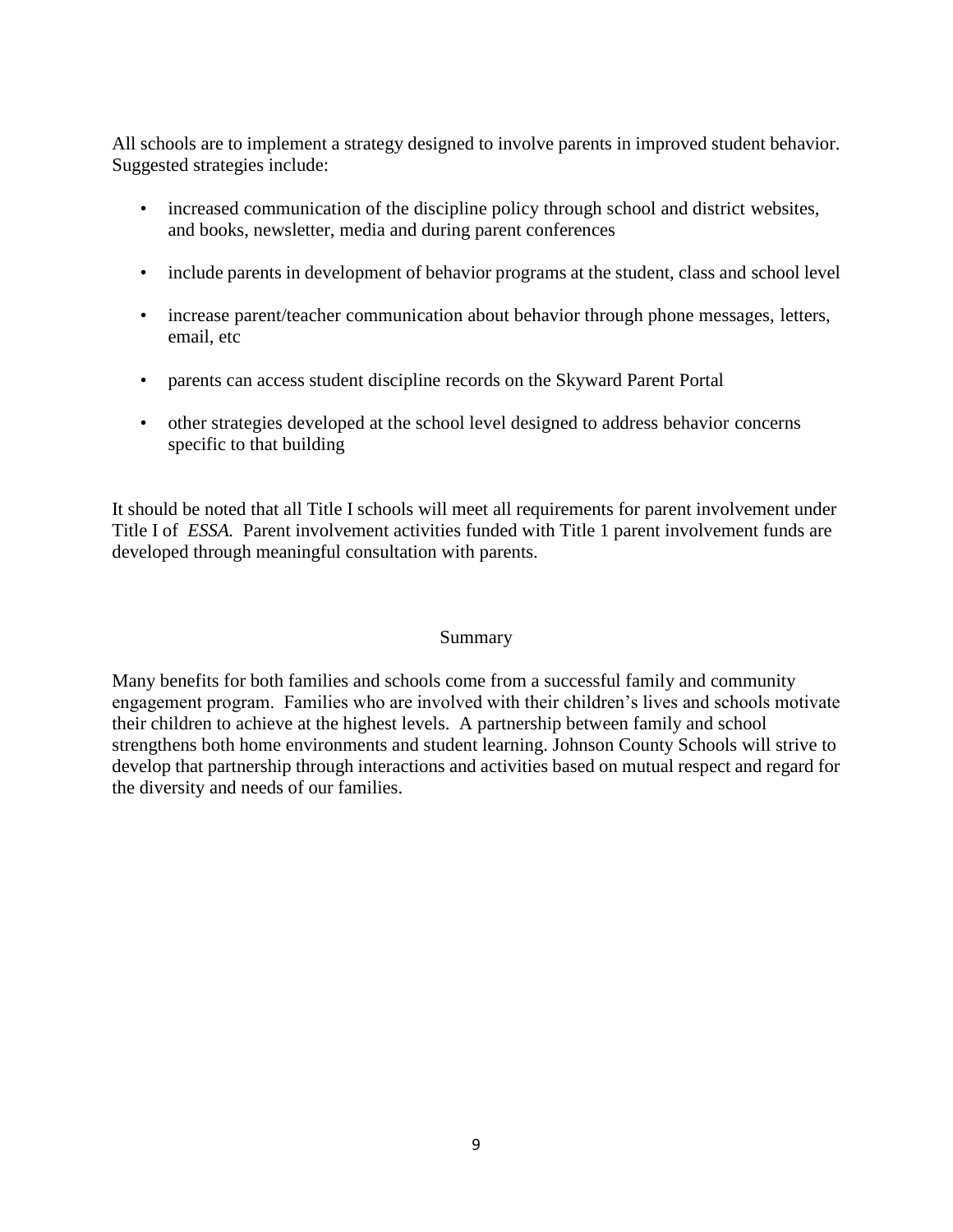All schools are to implement a strategy designed to involve parents in improved student behavior. Suggested strategies include:

- increased communication of the discipline policy through school and district websites, and books, newsletter, media and during parent conferences
- include parents in development of behavior programs at the student, class and school level
- increase parent/teacher communication about behavior through phone messages, letters, email, etc
- parents can access student discipline records on the Skyward Parent Portal
- other strategies developed at the school level designed to address behavior concerns specific to that building

It should be noted that all Title I schools will meet all requirements for parent involvement under Title I of *ESSA.* Parent involvement activities funded with Title 1 parent involvement funds are developed through meaningful consultation with parents.

## Summary

Many benefits for both families and schools come from a successful family and community engagement program. Families who are involved with their children's lives and schools motivate their children to achieve at the highest levels. A partnership between family and school strengthens both home environments and student learning. Johnson County Schools will strive to develop that partnership through interactions and activities based on mutual respect and regard for the diversity and needs of our families.